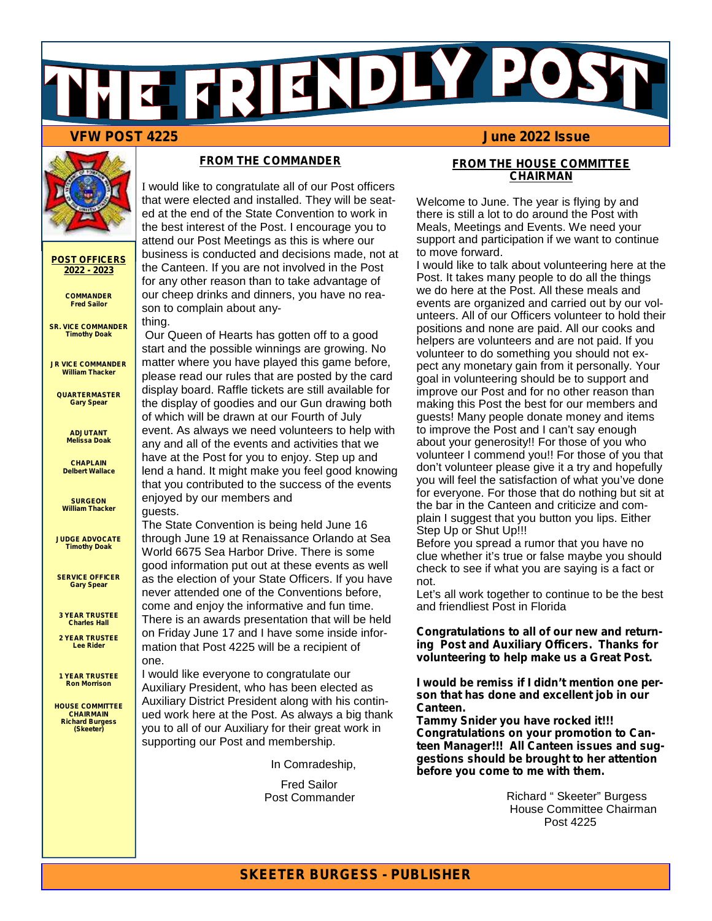# THE FRIENDLY POST

**VFW POST 4225** — **June 2022 Issue**

## POST OFFICERS 2022 - 2023

**COMMANDER**
Fred Sailor

**SR. VICE COMMANDER**
Timothy Doak

**JR VICE COMMANDER**
William Thacker

**QUARTERMASTER**
Gary Spear

**ADJUTANT**
Melissa Doak

**CHAPLAIN**
Delbert Wallace

**SURGEON**
William Thacker

**JUDGE ADVOCATE**
Timothy Doak

**SERVICE OFFICER**
Gary Spear

**3 YEAR TRUSTEE**
Charles Hall

**2 YEAR TRUSTEE**
Lee Rider

**1 YEAR TRUSTEE**
Ron Morrison

**HOUSE COMMITTEE CHAIRMAIN**
Richard Burgess (Skeeter)

## FROM THE COMMANDER

I would like to congratulate all of our Post officers that were elected and installed. They will be seated at the end of the State Convention to work in the best interest of the Post. I encourage you to attend our Post Meetings as this is where our business is conducted and decisions made, not at the Canteen. If you are not involved in the Post for any other reason than to take advantage of our cheep drinks and dinners, you have no reason to complain about anything.

Our Queen of Hearts has gotten off to a good start and the possible winnings are growing. No matter where you have played this game before, please read our rules that are posted by the card display board. Raffle tickets are still available for the display of goodies and our Gun drawing both of which will be drawn at our Fourth of July event. As always we need volunteers to help with any and all of the events and activities that we have at the Post for you to enjoy. Step up and lend a hand. It might make you feel good knowing that you contributed to the success of the events enjoyed by our members and guests.

The State Convention is being held June 16 through June 19 at Renaissance Orlando at Sea World 6675 Sea Harbor Drive. There is some good information put out at these events as well as the election of your State Officers. If you have never attended one of the Conventions before, come and enjoy the informative and fun time. There is an awards presentation that will be held on Friday June 17 and I have some inside information that Post 4225 will be a recipient of one.

I would like everyone to congratulate our Auxiliary President, who has been elected as Auxiliary District President along with his continued work here at the Post. As always a big thank you to all of our Auxiliary for their great work in supporting our Post and membership.

In Comradeship,

Fred Sailor
Post Commander

## FROM THE HOUSE COMMITTEE CHAIRMAN

Welcome to June. The year is flying by and there is still a lot to do around the Post with Meals, Meetings and Events. We need your support and participation if we want to continue to move forward.

I would like to talk about volunteering here at the Post. It takes many people to do all the things we do here at the Post. All these meals and events are organized and carried out by our volunteers. All of our Officers volunteer to hold their positions and none are paid. All our cooks and helpers are volunteers and are not paid. If you volunteer to do something you should not expect any monetary gain from it personally. Your goal in volunteering should be to support and improve our Post and for no other reason than making this Post the best for our members and guests! Many people donate money and items to improve the Post and I can't say enough about your generosity!! For those of you who volunteer I commend you!! For those of you that don't volunteer please give it a try and hopefully you will feel the satisfaction of what you've done for everyone. For those that do nothing but sit at the bar in the Canteen and criticize and complain I suggest that you button you lips. Either Step Up or Shut Up!!!

Before you spread a rumor that you have no clue whether it's true or false maybe you should check to see if what you are saying is a fact or not.

Let's all work together to continue to be the best and friendliest Post in Florida

**Congratulations to all of our new and returning Post and Auxiliary Officers. Thanks for volunteering to help make us a Great Post.**

**I would be remiss if I didn't mention one person that has done and excellent job in our Canteen.**
**Tammy Snider you have rocked it!!! Congratulations on your promotion to Canteen Manager!!! All Canteen issues and suggestions should be brought to her attention before you come to me with them.**

Richard " Skeeter" Burgess
House Committee Chairman
Post 4225

**SKEETER BURGESS - PUBLISHER**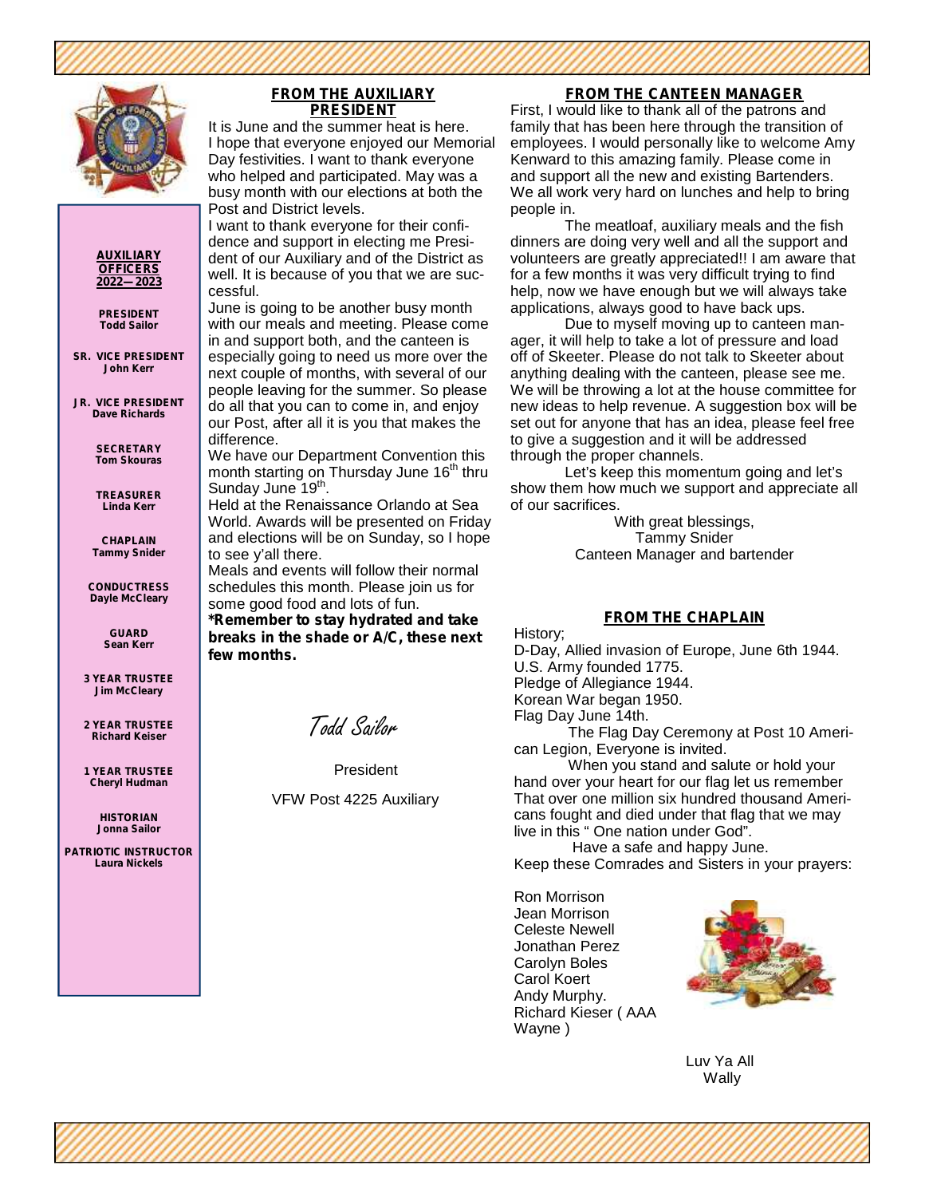**AUXILIARY OFFICERS 2022—2023**

**PRESIDENT**
Todd Sailor

**SR. VICE PRESIDENT**
John Kerr

**JR. VICE PRESIDENT**
Dave Richards

**SECRETARY**
Tom Skouras

**TREASURER**
Linda Kerr

**CHAPLAIN**
Tammy Snider

**CONDUCTRESS**
Dayle McCleary

**GUARD**
Sean Kerr

**3 YEAR TRUSTEE**
Jim McCleary

**2 YEAR TRUSTEE**
Richard Keiser

**1 YEAR TRUSTEE**
Cheryl Hudman

**HISTORIAN**
Jonna Sailor

**PATRIOTIC INSTRUCTOR**
Laura Nickels

## FROM THE AUXILIARY PRESIDENT

It is June and the summer heat is here. I hope that everyone enjoyed our Memorial Day festivities. I want to thank everyone who helped and participated. May was a busy month with our elections at both the Post and District levels.

I want to thank everyone for their confidence and support in electing me President of our Auxiliary and of the District as well. It is because of you that we are successful.

June is going to be another busy month with our meals and meeting. Please come in and support both, and the canteen is especially going to need us more over the next couple of months, with several of our people leaving for the summer. So please do all that you can to come in, and enjoy our Post, after all it is you that makes the difference.

We have our Department Convention this month starting on Thursday June 16th thru Sunday June 19th.

Held at the Renaissance Orlando at Sea World. Awards will be presented on Friday and elections will be on Sunday, so I hope to see y'all there.

Meals and events will follow their normal schedules this month. Please join us for some good food and lots of fun.

**\*Remember to stay hydrated and take breaks in the shade or A/C, these next few months.**

*Todd Sailor*

President

VFW Post 4225 Auxiliary

## FROM THE CANTEEN MANAGER

First, I would like to thank all of the patrons and family that has been here through the transition of employees. I would personally like to welcome Amy Kenward to this amazing family. Please come in and support all the new and existing Bartenders. We all work very hard on lunches and help to bring people in.

The meatloaf, auxiliary meals and the fish dinners are doing very well and all the support and volunteers are greatly appreciated!! I am aware that for a few months it was very difficult trying to find help, now we have enough but we will always take applications, always good to have back ups.

Due to myself moving up to canteen manager, it will help to take a lot of pressure and load off of Skeeter. Please do not talk to Skeeter about anything dealing with the canteen, please see me. We will be throwing a lot at the house committee for new ideas to help revenue. A suggestion box will be set out for anyone that has an idea, please feel free to give a suggestion and it will be addressed through the proper channels.

Let's keep this momentum going and let's show them how much we support and appreciate all of our sacrifices.

With great blessings,
Tammy Snider
Canteen Manager and bartender

## FROM THE CHAPLAIN

History;
D-Day, Allied invasion of Europe, June 6th 1944.
U.S. Army founded 1775.
Pledge of Allegiance 1944.
Korean War began 1950.
Flag Day June 14th.

The Flag Day Ceremony at Post 10 American Legion, Everyone is invited.

When you stand and salute or hold your hand over your heart for our flag let us remember That over one million six hundred thousand Americans fought and died under that flag that we may live in this " One nation under God".

Have a safe and happy June.

Keep these Comrades and Sisters in your prayers:

Ron Morrison
Jean Morrison
Celeste Newell
Jonathan Perez
Carolyn Boles
Carol Koert
Andy Murphy.
Richard Kieser ( AAA Wayne )

Luv Ya All
Wally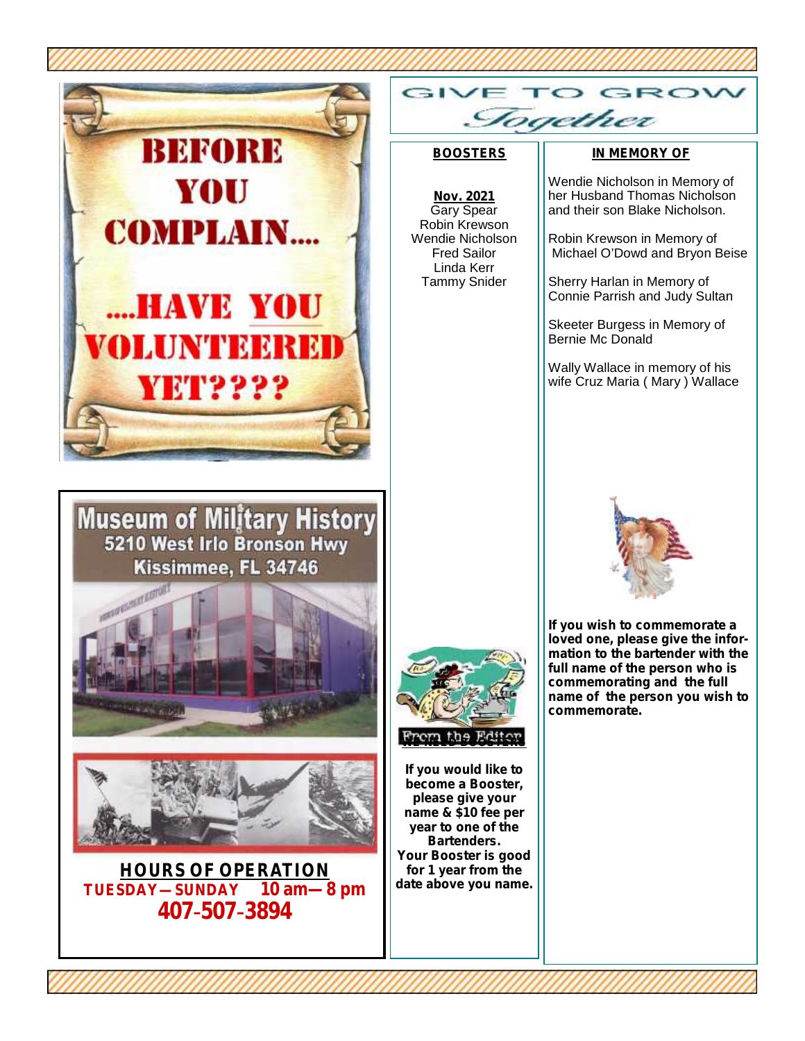# BEFORE YOU COMPLAIN....

# ....HAVE YOU VOLUNTEERED YET????

## Museum of Military History

5210 West Irlo Bronson Hwy
Kissimmee, FL 34746

**HOURS OF OPERATION**

**TUESDAY—SUNDAY 10 am—8 pm**

**407-507-3894**

# GIVE TO GROW *Together*

## BOOSTERS

**Nov. 2021**

Gary Spear
Robin Krewson
Wendie Nicholson
Fred Sailor
Linda Kerr
Tammy Snider

From the Editor

**If you would like to become a Booster, please give your name & $10 fee per year to one of the Bartenders. Your Booster is good for 1 year from the date above you name.**

## IN MEMORY OF

Wendie Nicholson in Memory of her Husband Thomas Nicholson and their son Blake Nicholson.

Robin Krewson in Memory of Michael O'Dowd and Bryon Beise

Sherry Harlan in Memory of Connie Parrish and Judy Sultan

Skeeter Burgess in Memory of Bernie Mc Donald

Wally Wallace in memory of his wife Cruz Maria ( Mary ) Wallace

**If you wish to commemorate a loved one, please give the information to the bartender with the full name of the person who is commemorating and the full name of the person you wish to commemorate.**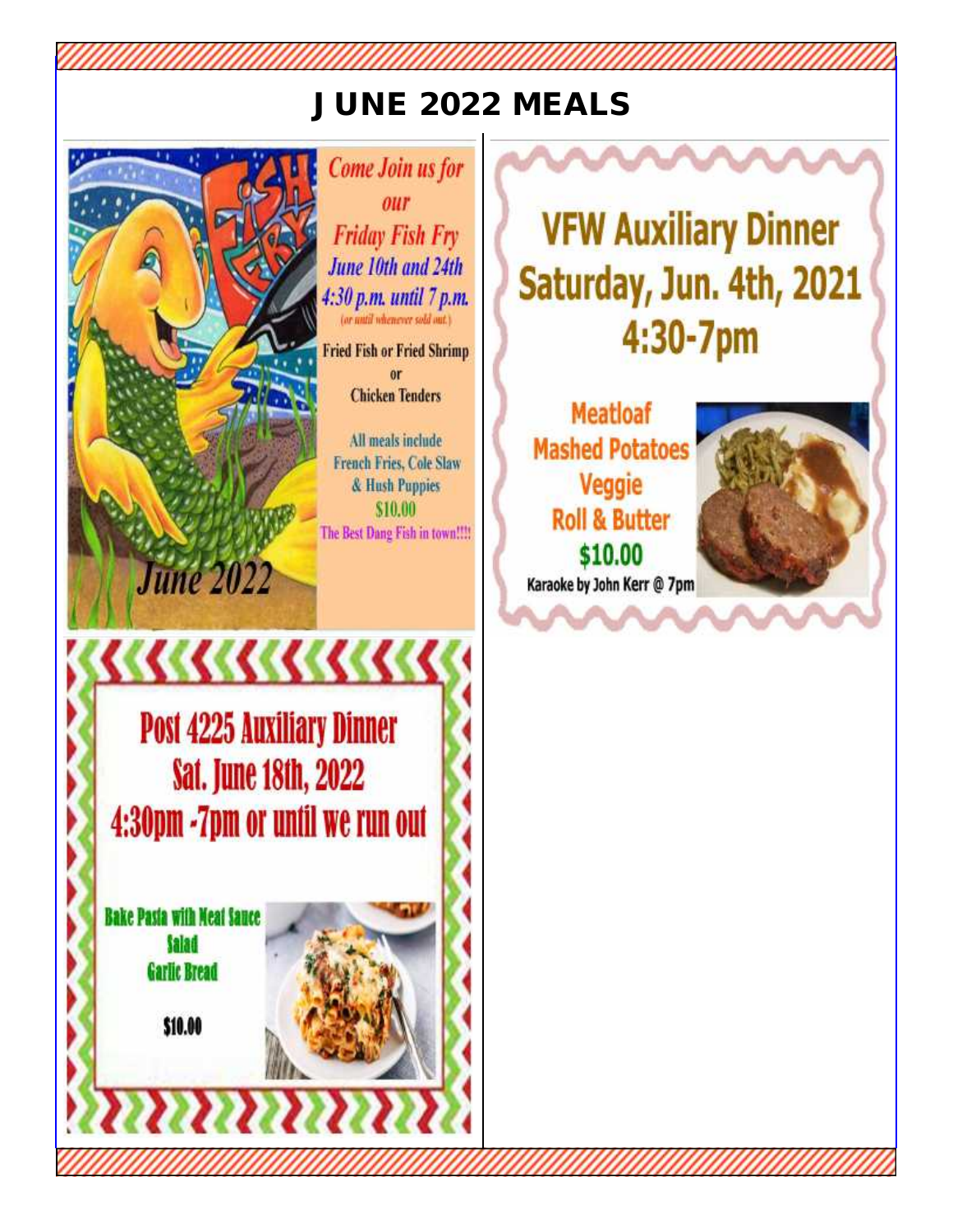# JUNE 2022 MEALS

June 2022

*Come Join us for our Friday Fish Fry*

*June 10th and 24th*

*4:30 p.m. until 7 p.m.*

*(or until whenever sold out.)*

Fried Fish or Fried Shrimp

or

Chicken Tenders

All meals include French Fries, Cole Slaw & Hush Puppies

$10.00

The Best Dang Fish in town!!!!

## Post 4225 Auxiliary Dinner

## Sat. June 18th, 2022

## 4:30pm -7pm or until we run out

**Bake Pasta with Meat Sauce**

**Salad**

**Garlic Bread**

**$10.00**

## VFW Auxiliary Dinner

## Saturday, Jun. 4th, 2021

## 4:30-7pm

**Meatloaf**

**Mashed Potatoes**

**Veggie**

**Roll & Butter**

**$10.00**

Karaoke by John Kerr @ 7pm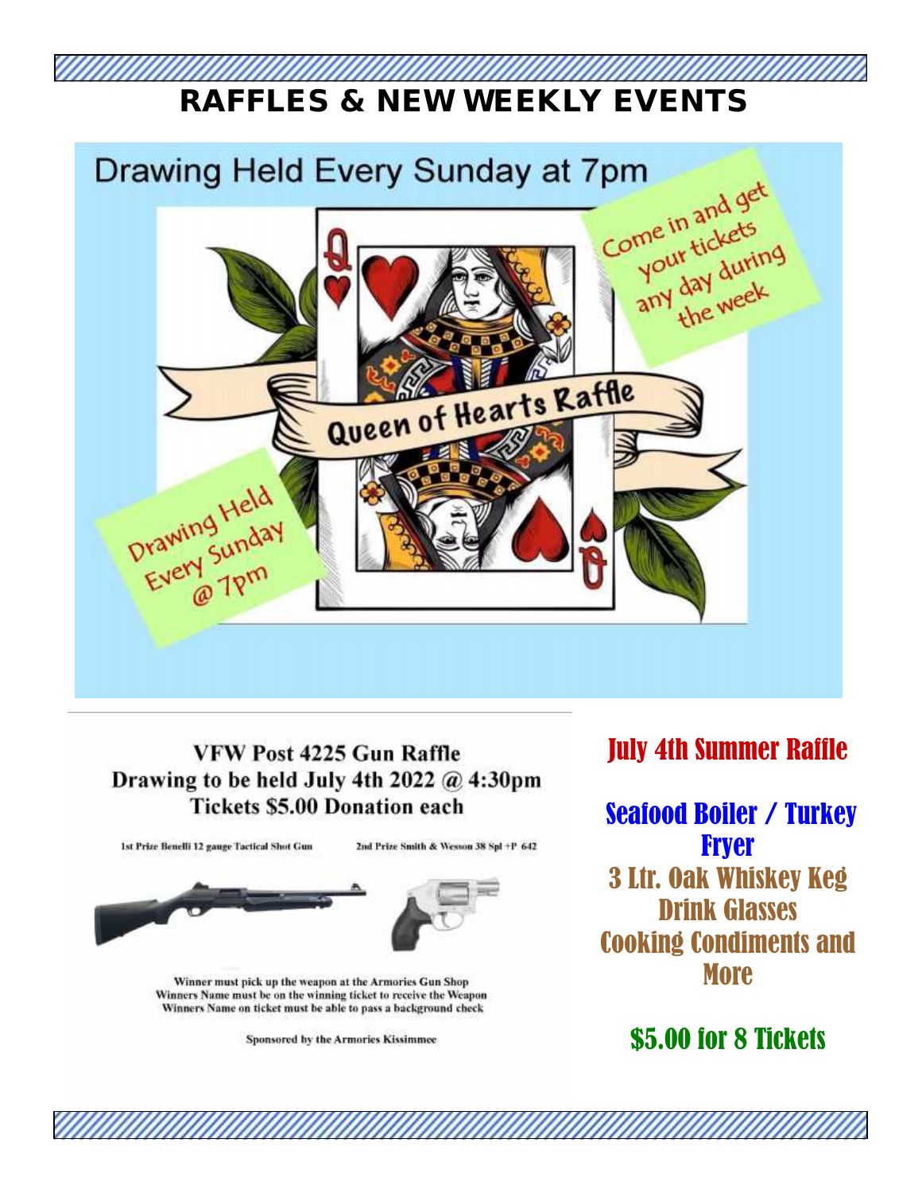# RAFFLES & NEW WEEKLY EVENTS

## Drawing Held Every Sunday at 7pm

Come in and get your tickets any day during the week

**Queen of Hearts Raffle**

Drawing Held Every Sunday @ 7pm

## VFW Post 4225 Gun Raffle

**Drawing to be held July 4th 2022 @ 4:30pm**

**Tickets $5.00 Donation each**

1st Prize Benelli 12 gauge Tactical Shot Gun

2nd Prize Smith & Wesson 38 Spl +P 642

Winner must pick up the weapon at the Armories Gun Shop
Winners Name must be on the winning ticket to receive the Weapon
Winners Name on ticket must be able to pass a background check

Sponsored by the Armories Kissimmee

## July 4th Summer Raffle

**Seafood Boiler / Turkey Fryer**

**3 Ltr. Oak Whiskey Keg**

**Drink Glasses**

**Cooking Condiments and More**

**$5.00 for 8 Tickets**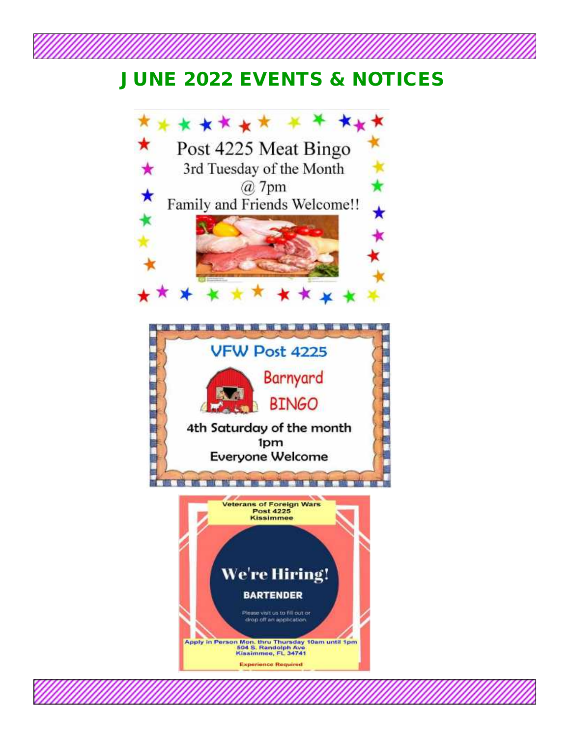# JUNE 2022 EVENTS & NOTICES

Post 4225 Meat Bingo
3rd Tuesday of the Month
@ 7pm
Family and Friends Welcome!!

VFW Post 4225
Barnyard
BINGO
4th Saturday of the month
1pm
Everyone Welcome

Veterans of Foreign Wars
Post 4225
Kissimmee

We're Hiring!

**BARTENDER**

Please visit us to fill out or drop off an application.

Apply in Person Mon. thru Thursday 10am until 1pm
504 S. Randolph Ave
Kissimmee, FL 34741

Experience Required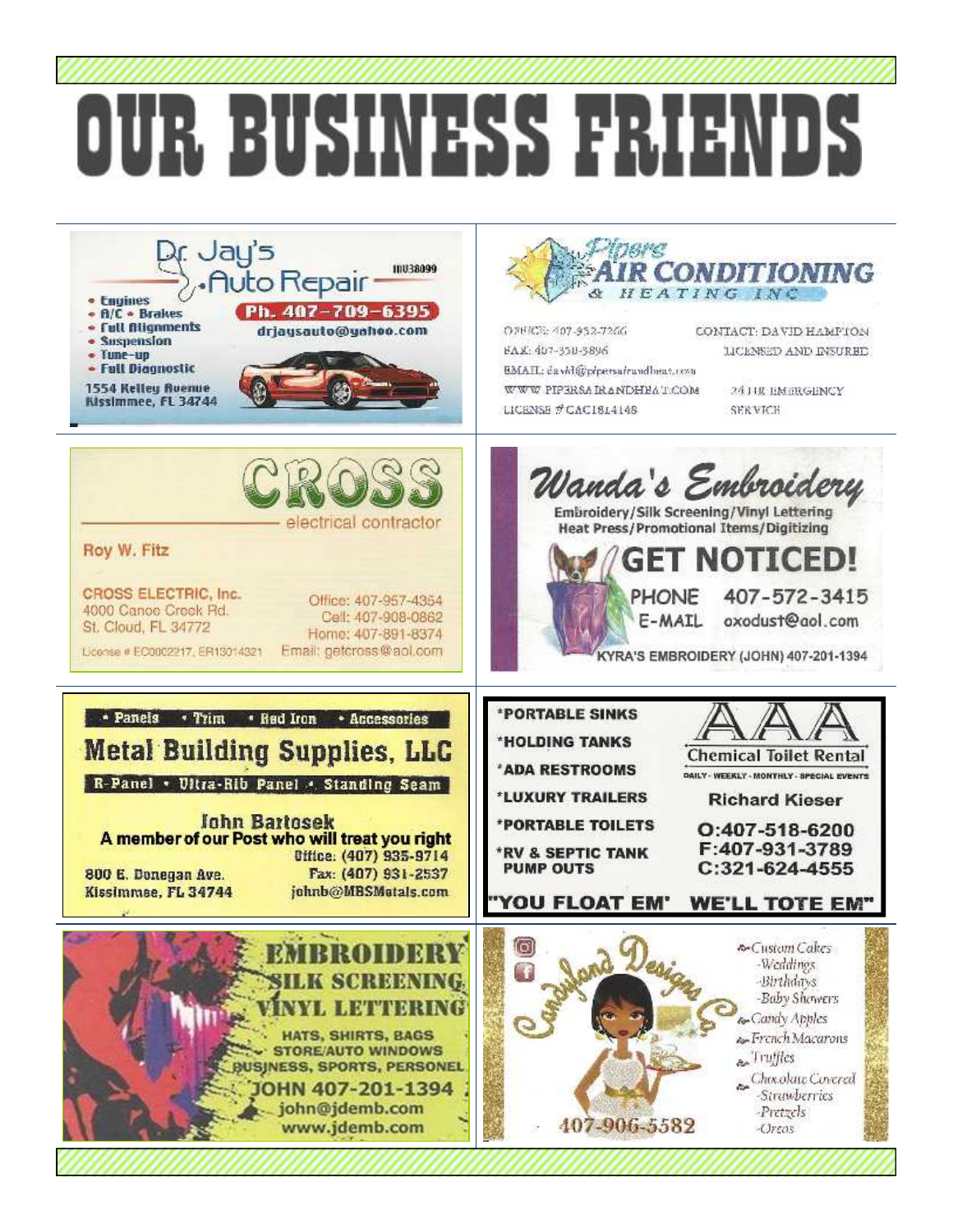# OUR BUSINESS FRIENDS

**Dr. Jay's Auto Repair** MV38099

- Engines
- A/C • Brakes
- Full Alignments
- Suspension
- Tune-up
- Full Diagnostic

Ph. 407-709-6395
drjaysauto@yahoo.com

1554 Kelley Avenue
Kissimmee, FL 34744

---

**Pipers AIR CONDITIONING & HEATING INC**

OFFICE: 407-952-7266
FAX: 407-350-5896
EMAIL: david@pipersairandheat.com
WWW.PIPERSAIRANDHEAT.COM
LICENSE # CAC1814148

CONTACT: DAVID HAMPTON
LICENSED AND INSURED

24 HR EMERGENCY SERVICE

---

**CROSS** electrical contractor

Roy W. Fitz

CROSS ELECTRIC, Inc.
4000 Canoe Creek Rd.
St. Cloud, FL 34772

Office: 407-957-4354
Cell: 407-908-0862
Home: 407-891-8374
Email: getcross@aol.com

License # EC0002217, ER13014321

---

**Wanda's Embroidery**

Embroidery/Silk Screening/Vinyl Lettering
Heat Press/Promotional Items/Digitizing

**GET NOTICED!**

PHONE 407-572-3415
E-MAIL oxodust@aol.com

KYRA'S EMBROIDERY (JOHN) 407-201-1394

---

• Panels • Trim • Red Iron • Accessories

**Metal Building Supplies, LLC**

R-Panel • Ultra-Rib Panel • Standing Seam

John Bartosek
A member of our Post who will treat you right

800 E. Donegan Ave.
Kissimmee, FL 34744

Office: (407) 935-9714
Fax: (407) 931-2537
johnb@MBSMetals.com

---

**AAA Chemical Toilet Rental**

DAILY - WEEKLY - MONTHLY - SPECIAL EVENTS

*PORTABLE SINKS
*HOLDING TANKS
*ADA RESTROOMS
*LUXURY TRAILERS
*PORTABLE TOILETS
*RV & SEPTIC TANK PUMP OUTS

Richard Kieser

O:407-518-6200
F:407-931-3789
C:321-624-4555

"YOU FLOAT EM' WE'LL TOTE EM"

---

**EMBROIDERY
SILK SCREENING
VINYL LETTERING**

HATS, SHIRTS, BAGS
STORE/AUTO WINDOWS
BUSINESS, SPORTS, PERSONEL

JOHN 407-201-1394
john@jdemb.com
www.jdemb.com

---

**Candyland Designs Co.**

- Custom Cakes
  - Weddings
  - Birthdays
  - Baby Showers
- Candy Apples
- French Macarons
- Truffles
- Chocolate Covered
  - Strawberries
  - Pretzels
  - Oreos

407-906-5582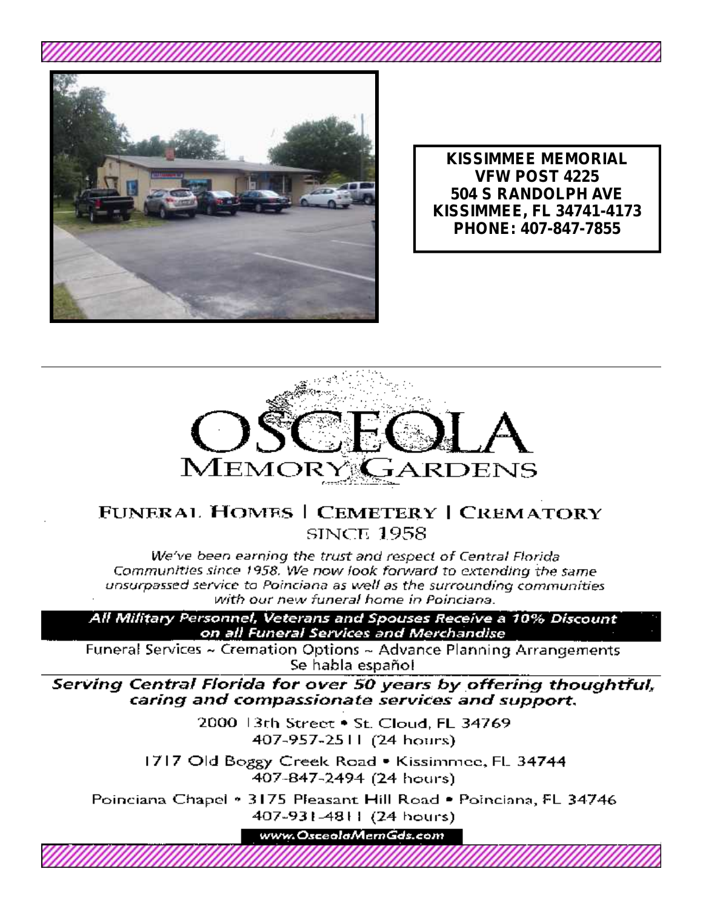**KISSIMMEE MEMORIAL**
**VFW POST 4225**
**504 S RANDOLPH AVE**
**KISSIMMEE, FL 34741-4173**
**PHONE: 407-847-7855**

---

# OSCEOLA MEMORY GARDENS

## FUNERAL HOMES | CEMETERY | CREMATORY

SINCE 1958

*We've been earning the trust and respect of Central Florida Communities since 1958. We now look forward to extending the same unsurpassed service to Poinciana as well as the surrounding communities with our new funeral home in Poinciana.*

***All Military Personnel, Veterans and Spouses Receive a 10% Discount on all Funeral Services and Merchandise***

Funeral Services ~ Cremation Options ~ Advance Planning Arrangements
Se habla español

***Serving Central Florida for over 50 years by offering thoughtful, caring and compassionate services and support.***

2000 13th Street • St. Cloud, FL 34769
407-957-2511 (24 hours)

1717 Old Boggy Creek Road • Kissimmee, FL 34744
407-847-2494 (24 hours)

Poinciana Chapel • 3175 Pleasant Hill Road • Poinciana, FL 34746
407-931-4811 (24 hours)

*www.OsceolaMemGds.com*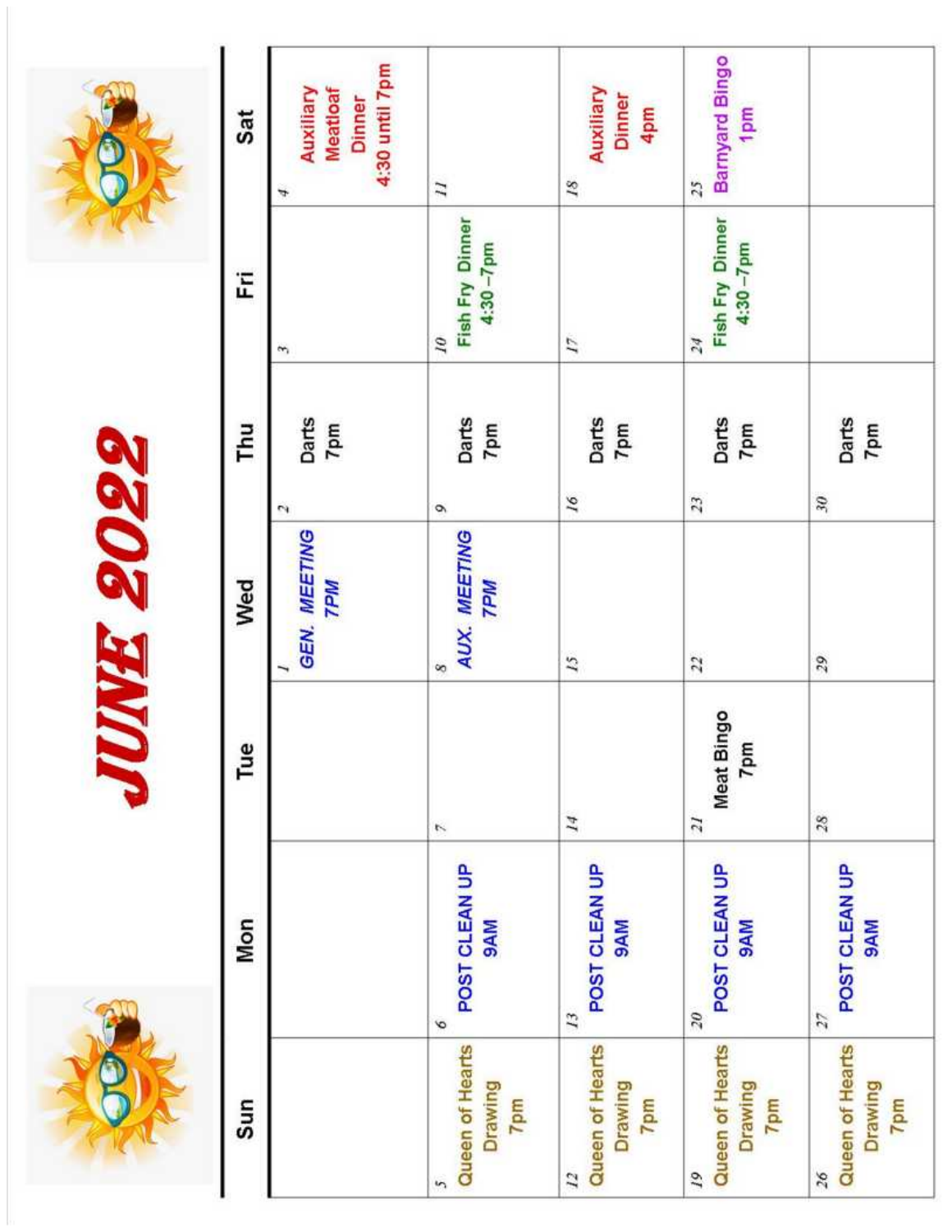# JUNE 2022

| Sun | Mon | Tue | Wed | Thu | Fri | Sat |
|---|---|---|---|---|---|---|
| | | | 1 GEN. MEETING 7PM | 2 Darts 7pm | 3 | 4 Auxiliary Meatloaf Dinner 4:30 until 7pm |
| 5 Queen of Hearts Drawing 7pm | 6 POST CLEAN UP 9AM | 7 | 8 AUX. MEETING 7PM | 9 Darts 7pm | 10 Fish Fry Dinner 4:30 –7pm | 11 |
| 12 Queen of Hearts Drawing 7pm | 13 POST CLEAN UP 9AM | 14 | 15 | 16 Darts 7pm | 17 | 18 Auxiliary Dinner 4pm |
| 19 Queen of Hearts Drawing 7pm | 20 POST CLEAN UP 9AM | 21 Meat Bingo 7pm | 22 | 23 Darts 7pm | 24 Fish Fry Dinner 4:30 –7pm | 25 Barnyard Bingo 1pm |
| 26 Queen of Hearts Drawing 7pm | 27 POST CLEAN UP 9AM | 28 | 29 | 30 Darts 7pm | | |